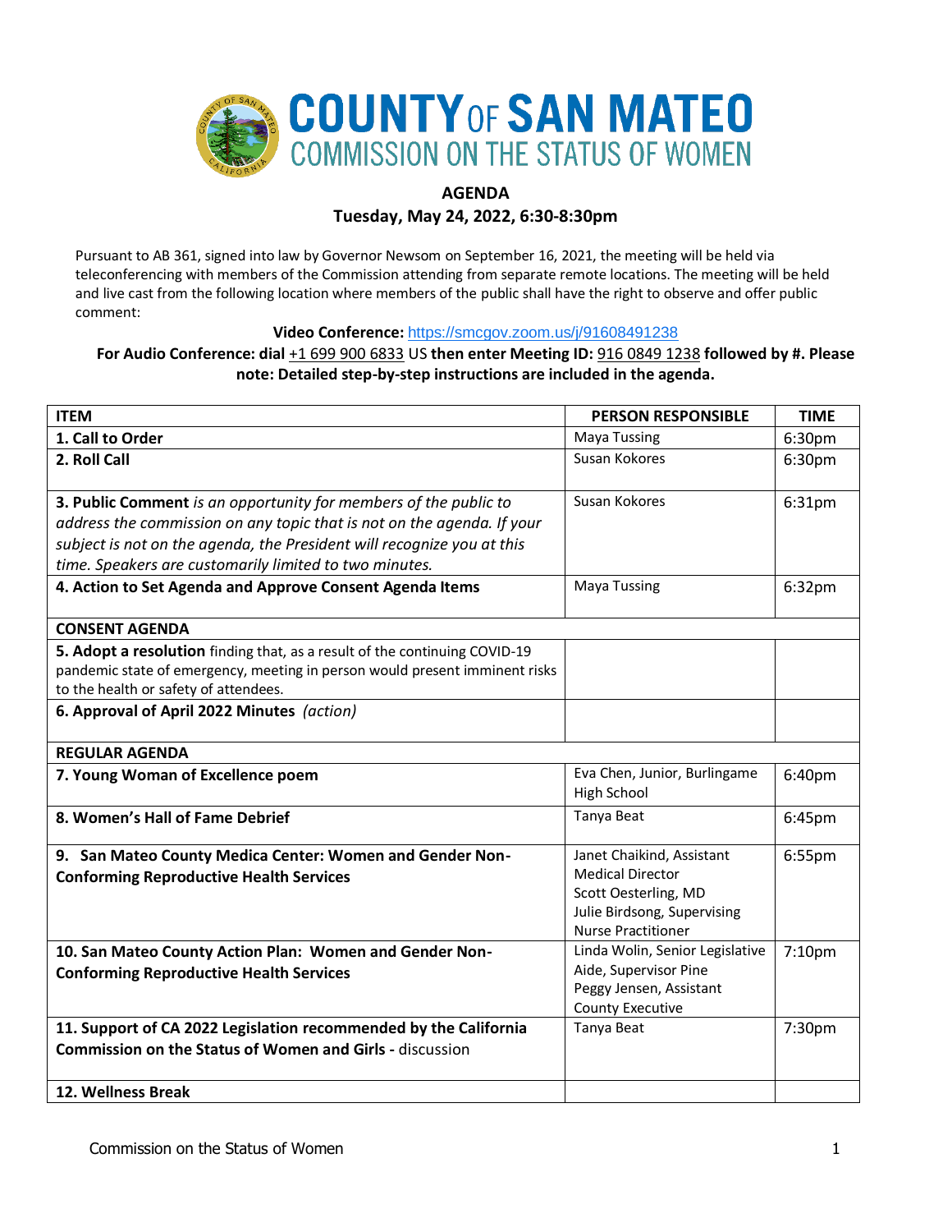# COUNTY OF SAN MATEO
## COMMISSION ON THE STATUS OF WOMEN

**AGENDA**

**Tuesday, May 24, 2022, 6:30-8:30pm**

Pursuant to AB 361, signed into law by Governor Newsom on September 16, 2021, the meeting will be held via teleconferencing with members of the Commission attending from separate remote locations. The meeting will be held and live cast from the following location where members of the public shall have the right to observe and offer public comment:

**Video Conference:** https://smcgov.zoom.us/j/91608491238

**For Audio Conference: dial** +1 699 900 6833 US **then enter Meeting ID:** 916 0849 1238 **followed by #. Please note: Detailed step-by-step instructions are included in the agenda.**

| ITEM | PERSON RESPONSIBLE | TIME |
|---|---|---|
| **1. Call to Order** | Maya Tussing | 6:30pm |
| **2. Roll Call** | Susan Kokores | 6:30pm |
| **3. Public Comment** *is an opportunity for members of the public to address the commission on any topic that is not on the agenda. If your subject is not on the agenda, the President will recognize you at this time. Speakers are customarily limited to two minutes.* | Susan Kokores | 6:31pm |
| **4. Action to Set Agenda and Approve Consent Agenda Items** | Maya Tussing | 6:32pm |
| **CONSENT AGENDA** | | |
| **5. Adopt a resolution** finding that, as a result of the continuing COVID-19 pandemic state of emergency, meeting in person would present imminent risks to the health or safety of attendees. | | |
| **6. Approval of April 2022 Minutes** *(action)* | | |
| **REGULAR AGENDA** | | |
| **7. Young Woman of Excellence poem** | Eva Chen, Junior, Burlingame High School | 6:40pm |
| **8. Women's Hall of Fame Debrief** | Tanya Beat | 6:45pm |
| **9. San Mateo County Medica Center: Women and Gender Non-Conforming Reproductive Health Services** | Janet Chaikind, Assistant Medical Director<br>Scott Oesterling, MD<br>Julie Birdsong, Supervising Nurse Practitioner | 6:55pm |
| **10. San Mateo County Action Plan: Women and Gender Non-Conforming Reproductive Health Services** | Linda Wolin, Senior Legislative Aide, Supervisor Pine<br>Peggy Jensen, Assistant County Executive | 7:10pm |
| **11. Support of CA 2022 Legislation recommended by the California Commission on the Status of Women and Girls -** discussion | Tanya Beat | 7:30pm |
| **12. Wellness Break** | | |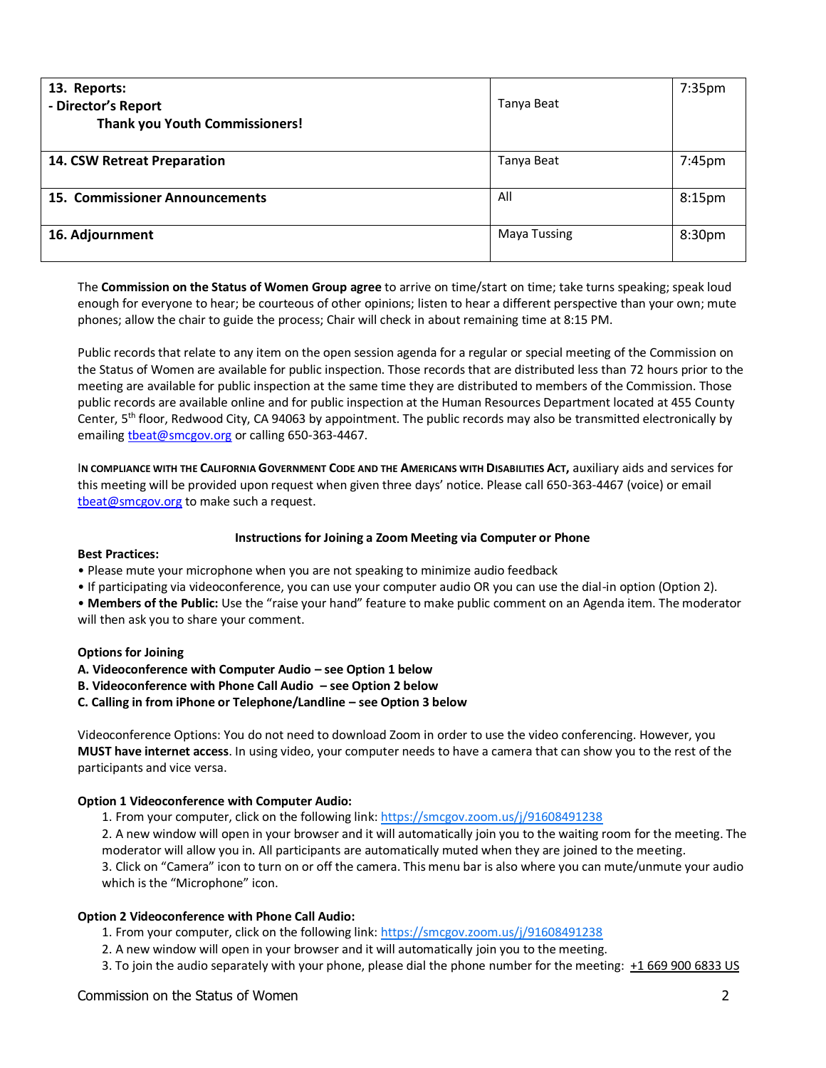| | | |
|---|---|---|
| **13. Reports:**<br>**- Director's Report**<br>**Thank you Youth Commissioners!** | Tanya Beat | 7:35pm |
| **14. CSW Retreat Preparation** | Tanya Beat | 7:45pm |
| **15. Commissioner Announcements** | All | 8:15pm |
| **16. Adjournment** | Maya Tussing | 8:30pm |

The **Commission on the Status of Women Group agree** to arrive on time/start on time; take turns speaking; speak loud enough for everyone to hear; be courteous of other opinions; listen to hear a different perspective than your own; mute phones; allow the chair to guide the process; Chair will check in about remaining time at 8:15 PM.

Public records that relate to any item on the open session agenda for a regular or special meeting of the Commission on the Status of Women are available for public inspection. Those records that are distributed less than 72 hours prior to the meeting are available for public inspection at the same time they are distributed to members of the Commission. Those public records are available online and for public inspection at the Human Resources Department located at 455 County Center, 5th floor, Redwood City, CA 94063 by appointment. The public records may also be transmitted electronically by emailing tbeat@smcgov.org or calling 650-363-4467.

**IN COMPLIANCE WITH THE CALIFORNIA GOVERNMENT CODE AND THE AMERICANS WITH DISABILITIES ACT,** auxiliary aids and services for this meeting will be provided upon request when given three days' notice. Please call 650-363-4467 (voice) or email tbeat@smcgov.org to make such a request.

**Instructions for Joining a Zoom Meeting via Computer or Phone**

**Best Practices:**

- Please mute your microphone when you are not speaking to minimize audio feedback
- If participating via videoconference, you can use your computer audio OR you can use the dial-in option (Option 2).
- **Members of the Public:** Use the "raise your hand" feature to make public comment on an Agenda item. The moderator will then ask you to share your comment.

**Options for Joining**

**A. Videoconference with Computer Audio – see Option 1 below**
**B. Videoconference with Phone Call Audio – see Option 2 below**
**C. Calling in from iPhone or Telephone/Landline – see Option 3 below**

Videoconference Options: You do not need to download Zoom in order to use the video conferencing. However, you **MUST have internet access**. In using video, your computer needs to have a camera that can show you to the rest of the participants and vice versa.

**Option 1 Videoconference with Computer Audio:**

1. From your computer, click on the following link: https://smcgov.zoom.us/j/91608491238
2. A new window will open in your browser and it will automatically join you to the waiting room for the meeting. The moderator will allow you in. All participants are automatically muted when they are joined to the meeting.
3. Click on "Camera" icon to turn on or off the camera. This menu bar is also where you can mute/unmute your audio which is the "Microphone" icon.

**Option 2 Videoconference with Phone Call Audio:**

1. From your computer, click on the following link: https://smcgov.zoom.us/j/91608491238
2. A new window will open in your browser and it will automatically join you to the meeting.
3. To join the audio separately with your phone, please dial the phone number for the meeting: +1 669 900 6833 US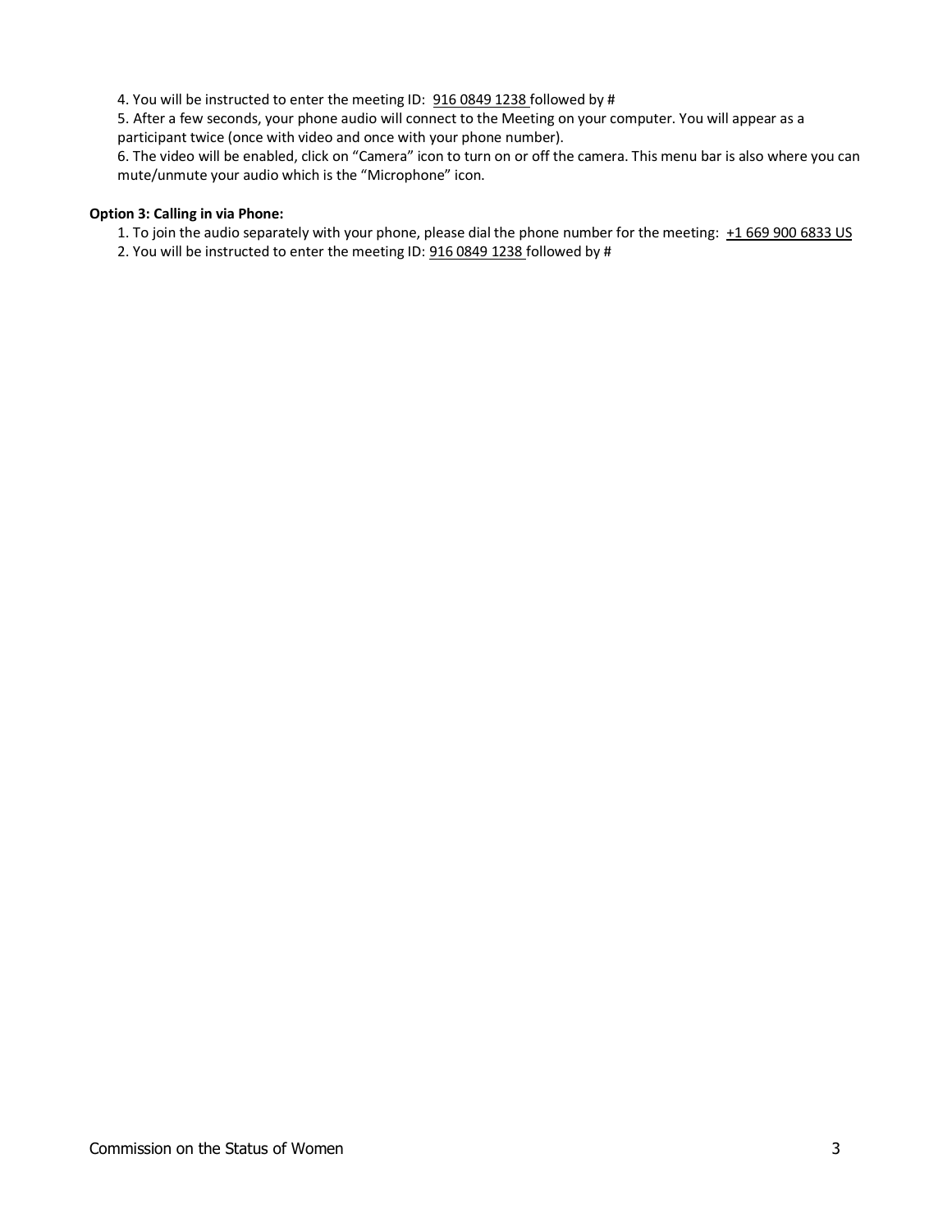4. You will be instructed to enter the meeting ID: 916 0849 1238 followed by #
5. After a few seconds, your phone audio will connect to the Meeting on your computer. You will appear as a participant twice (once with video and once with your phone number).
6. The video will be enabled, click on "Camera" icon to turn on or off the camera. This menu bar is also where you can mute/unmute your audio which is the "Microphone" icon.

**Option 3: Calling in via Phone:**

1. To join the audio separately with your phone, please dial the phone number for the meeting: +1 669 900 6833 US
2. You will be instructed to enter the meeting ID: 916 0849 1238 followed by #